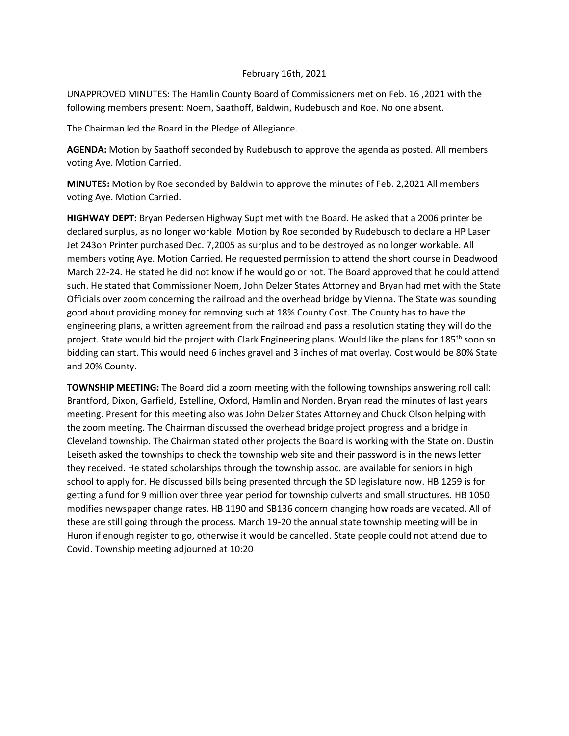February 16th, 2021

UNAPPROVED MINUTES: The Hamlin County Board of Commissioners met on Feb. 16 ,2021 with the following members present: Noem, Saathoff, Baldwin, Rudebusch and Roe. No one absent.

The Chairman led the Board in the Pledge of Allegiance.

**AGENDA:** Motion by Saathoff seconded by Rudebusch to approve the agenda as posted. All members voting Aye. Motion Carried.

**MINUTES:** Motion by Roe seconded by Baldwin to approve the minutes of Feb. 2,2021 All members voting Aye. Motion Carried.

**HIGHWAY DEPT:** Bryan Pedersen Highway Supt met with the Board. He asked that a 2006 printer be declared surplus, as no longer workable. Motion by Roe seconded by Rudebusch to declare a HP Laser Jet 243on Printer purchased Dec. 7,2005 as surplus and to be destroyed as no longer workable. All members voting Aye. Motion Carried. He requested permission to attend the short course in Deadwood March 22-24. He stated he did not know if he would go or not. The Board approved that he could attend such. He stated that Commissioner Noem, John Delzer States Attorney and Bryan had met with the State Officials over zoom concerning the railroad and the overhead bridge by Vienna. The State was sounding good about providing money for removing such at 18% County Cost. The County has to have the engineering plans, a written agreement from the railroad and pass a resolution stating they will do the project. State would bid the project with Clark Engineering plans. Would like the plans for 185th soon so bidding can start. This would need 6 inches gravel and 3 inches of mat overlay. Cost would be 80% State and 20% County.

**TOWNSHIP MEETING:** The Board did a zoom meeting with the following townships answering roll call: Brantford, Dixon, Garfield, Estelline, Oxford, Hamlin and Norden. Bryan read the minutes of last years meeting. Present for this meeting also was John Delzer States Attorney and Chuck Olson helping with the zoom meeting. The Chairman discussed the overhead bridge project progress and a bridge in Cleveland township. The Chairman stated other projects the Board is working with the State on. Dustin Leiseth asked the townships to check the township web site and their password is in the news letter they received. He stated scholarships through the township assoc. are available for seniors in high school to apply for. He discussed bills being presented through the SD legislature now. HB 1259 is for getting a fund for 9 million over three year period for township culverts and small structures. HB 1050 modifies newspaper change rates. HB 1190 and SB136 concern changing how roads are vacated. All of these are still going through the process. March 19-20 the annual state township meeting will be in Huron if enough register to go, otherwise it would be cancelled. State people could not attend due to Covid. Township meeting adjourned at 10:20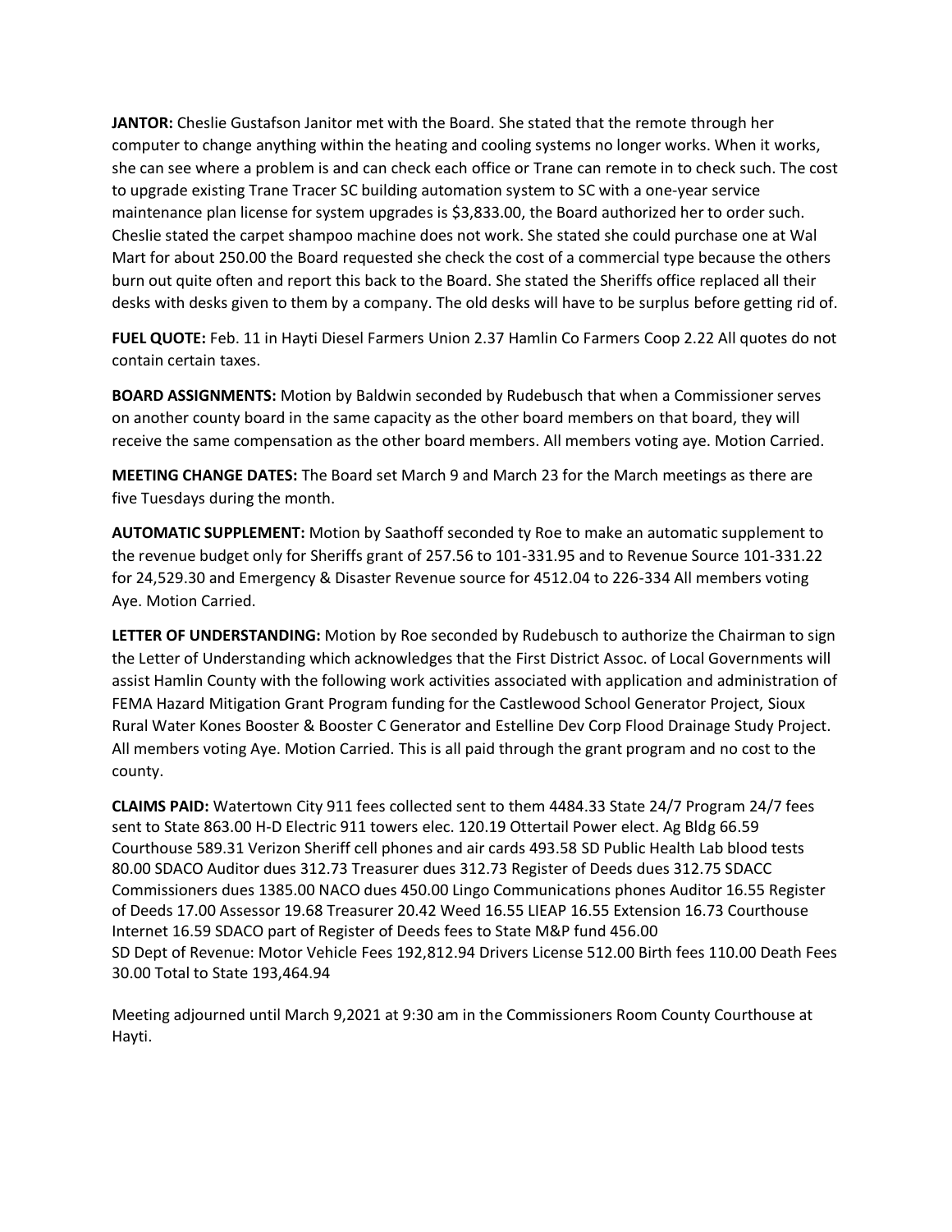**JANTOR:** Cheslie Gustafson Janitor met with the Board. She stated that the remote through her computer to change anything within the heating and cooling systems no longer works. When it works, she can see where a problem is and can check each office or Trane can remote in to check such. The cost to upgrade existing Trane Tracer SC building automation system to SC with a one-year service maintenance plan license for system upgrades is $3,833.00, the Board authorized her to order such. Cheslie stated the carpet shampoo machine does not work. She stated she could purchase one at Wal Mart for about 250.00 the Board requested she check the cost of a commercial type because the others burn out quite often and report this back to the Board. She stated the Sheriffs office replaced all their desks with desks given to them by a company. The old desks will have to be surplus before getting rid of.

**FUEL QUOTE:** Feb. 11 in Hayti Diesel Farmers Union 2.37 Hamlin Co Farmers Coop 2.22 All quotes do not contain certain taxes.

**BOARD ASSIGNMENTS:** Motion by Baldwin seconded by Rudebusch that when a Commissioner serves on another county board in the same capacity as the other board members on that board, they will receive the same compensation as the other board members. All members voting aye. Motion Carried.

**MEETING CHANGE DATES:** The Board set March 9 and March 23 for the March meetings as there are five Tuesdays during the month.

**AUTOMATIC SUPPLEMENT:** Motion by Saathoff seconded ty Roe to make an automatic supplement to the revenue budget only for Sheriffs grant of 257.56 to 101-331.95 and to Revenue Source 101-331.22 for 24,529.30 and Emergency & Disaster Revenue source for 4512.04 to 226-334 All members voting Aye. Motion Carried.

**LETTER OF UNDERSTANDING:** Motion by Roe seconded by Rudebusch to authorize the Chairman to sign the Letter of Understanding which acknowledges that the First District Assoc. of Local Governments will assist Hamlin County with the following work activities associated with application and administration of FEMA Hazard Mitigation Grant Program funding for the Castlewood School Generator Project, Sioux Rural Water Kones Booster & Booster C Generator and Estelline Dev Corp Flood Drainage Study Project. All members voting Aye. Motion Carried. This is all paid through the grant program and no cost to the county.

**CLAIMS PAID:** Watertown City 911 fees collected sent to them 4484.33 State 24/7 Program 24/7 fees sent to State 863.00 H-D Electric 911 towers elec. 120.19 Ottertail Power elect. Ag Bldg 66.59 Courthouse 589.31 Verizon Sheriff cell phones and air cards 493.58 SD Public Health Lab blood tests 80.00 SDACO Auditor dues 312.73 Treasurer dues 312.73 Register of Deeds dues 312.75 SDACC Commissioners dues 1385.00 NACO dues 450.00 Lingo Communications phones Auditor 16.55 Register of Deeds 17.00 Assessor 19.68 Treasurer 20.42 Weed 16.55 LIEAP 16.55 Extension 16.73 Courthouse Internet 16.59 SDACO part of Register of Deeds fees to State M&P fund 456.00
SD Dept of Revenue: Motor Vehicle Fees 192,812.94 Drivers License 512.00 Birth fees 110.00 Death Fees 30.00 Total to State 193,464.94

Meeting adjourned until March 9,2021 at 9:30 am in the Commissioners Room County Courthouse at Hayti.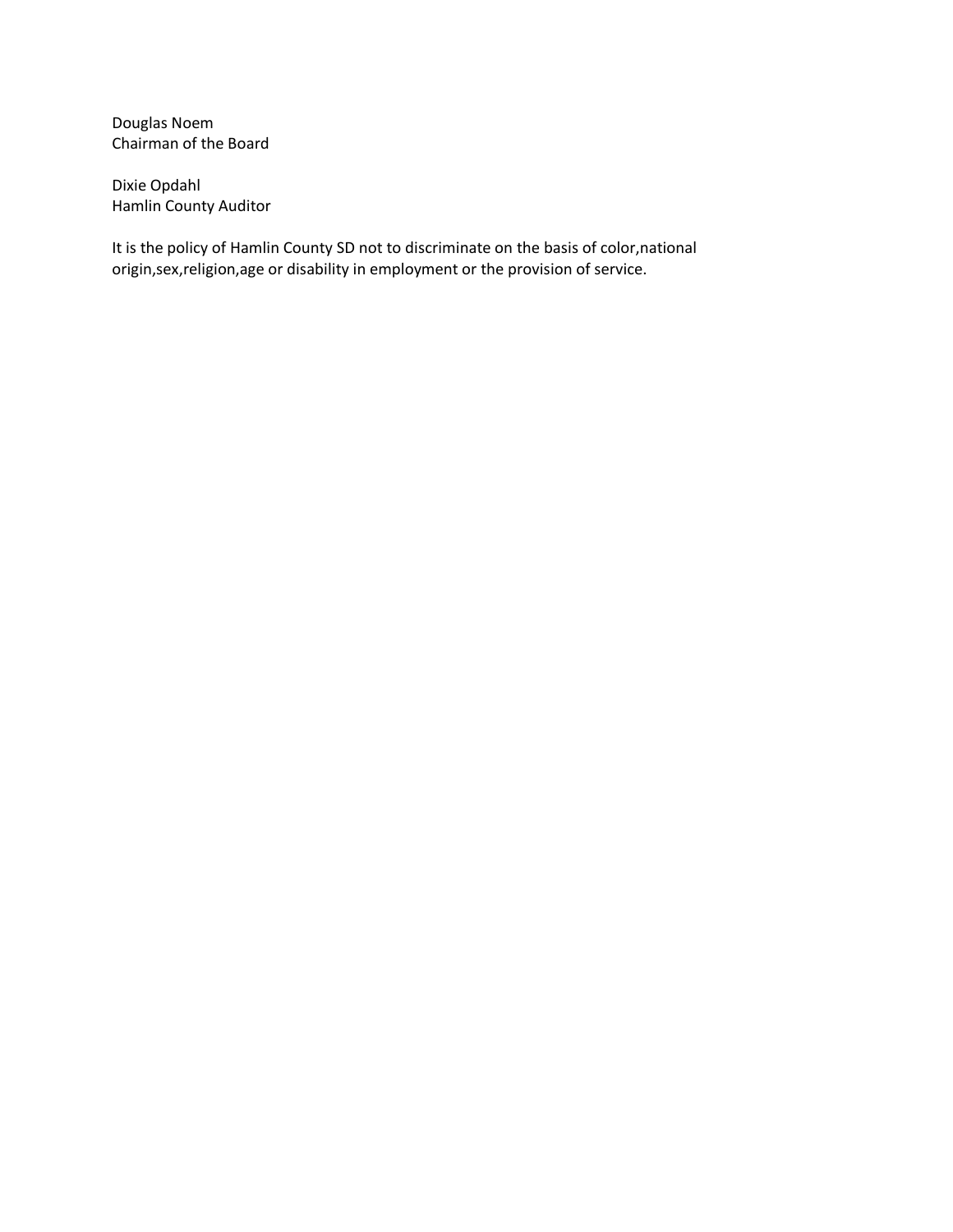Douglas Noem
Chairman of the Board

Dixie Opdahl
Hamlin County Auditor

It is the policy of Hamlin County SD not to discriminate on the basis of color,national origin,sex,religion,age or disability in employment or the provision of service.